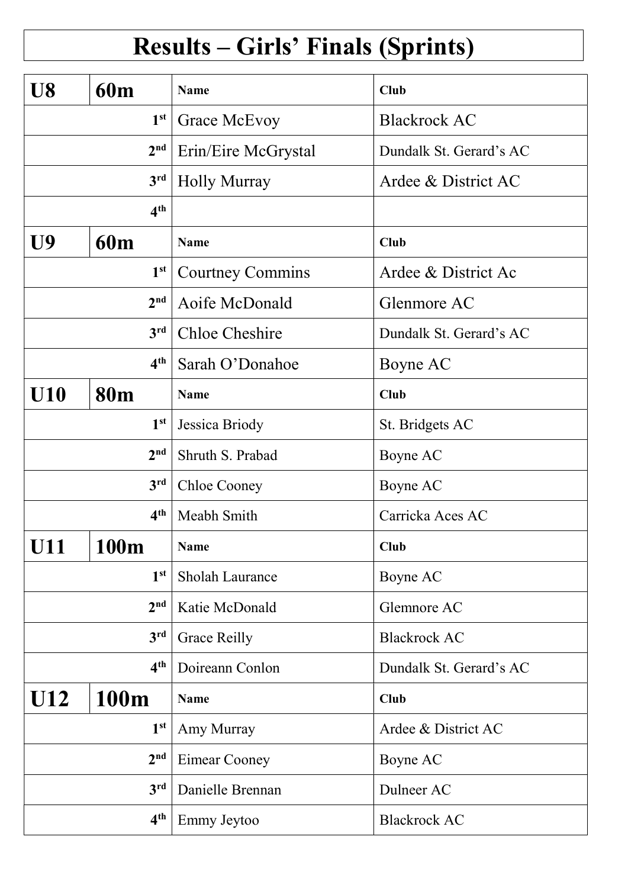# Results – Girls' Finals (Sprints)

| U8 | 60m | Name | Club |
|---|---|---|---|
| | 1st | Grace McEvoy | Blackrock AC |
| | 2nd | Erin/Eire McGrystal | Dundalk St. Gerard's AC |
| | 3rd | Holly Murray | Ardee & District AC |
| | 4th | | |
| **U9** | **60m** | **Name** | **Club** |
| | 1st | Courtney Commins | Ardee & District Ac |
| | 2nd | Aoife McDonald | Glenmore AC |
| | 3rd | Chloe Cheshire | Dundalk St. Gerard's AC |
| | 4th | Sarah O'Donahoe | Boyne AC |
| **U10** | **80m** | **Name** | **Club** |
| | 1st | Jessica Briody | St. Bridgets AC |
| | 2nd | Shruth S. Prabad | Boyne AC |
| | 3rd | Chloe Cooney | Boyne AC |
| | 4th | Meabh Smith | Carricka Aces AC |
| **U11** | **100m** | **Name** | **Club** |
| | 1st | Sholah Laurance | Boyne AC |
| | 2nd | Katie McDonald | Glemnore AC |
| | 3rd | Grace Reilly | Blackrock AC |
| | 4th | Doireann Conlon | Dundalk St. Gerard's AC |
| **U12** | **100m** | **Name** | **Club** |
| | 1st | Amy Murray | Ardee & District AC |
| | 2nd | Eimear Cooney | Boyne AC |
| | 3rd | Danielle Brennan | Dulneer AC |
| | 4th | Emmy Jeytoo | Blackrock AC |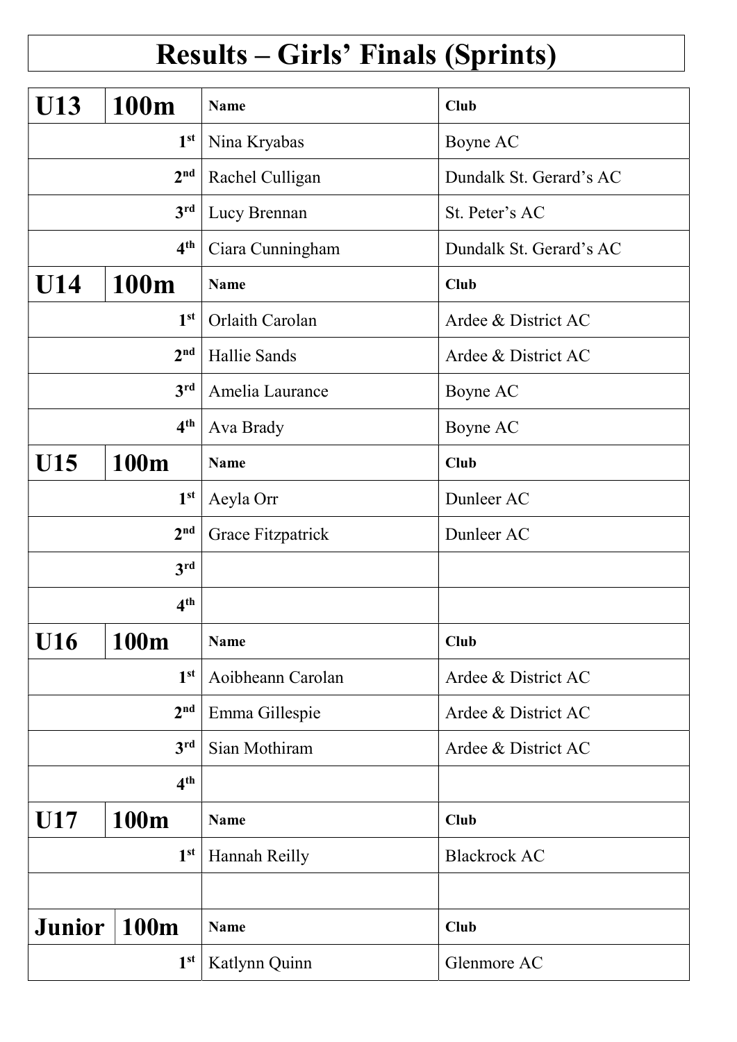# Results – Girls' Finals (Sprints)

| U13 | 100m | Name | Club |
|---|---|---|---|
| | 1st | Nina Kryabas | Boyne AC |
| | 2nd | Rachel Culligan | Dundalk St. Gerard's AC |
| | 3rd | Lucy Brennan | St. Peter's AC |
| | 4th | Ciara Cunningham | Dundalk St. Gerard's AC |
| **U14** | **100m** | **Name** | **Club** |
| | 1st | Orlaith Carolan | Ardee & District AC |
| | 2nd | Hallie Sands | Ardee & District AC |
| | 3rd | Amelia Laurance | Boyne AC |
| | 4th | Ava Brady | Boyne AC |
| **U15** | **100m** | **Name** | **Club** |
| | 1st | Aeyla Orr | Dunleer AC |
| | 2nd | Grace Fitzpatrick | Dunleer AC |
| | 3rd | | |
| | 4th | | |
| **U16** | **100m** | **Name** | **Club** |
| | 1st | Aoibheann Carolan | Ardee & District AC |
| | 2nd | Emma Gillespie | Ardee & District AC |
| | 3rd | Sian Mothiram | Ardee & District AC |
| | 4th | | |
| **U17** | **100m** | **Name** | **Club** |
| | 1st | Hannah Reilly | Blackrock AC |
| | | | |
| **Junior** | **100m** | **Name** | **Club** |
| | 1st | Katlynn Quinn | Glenmore AC |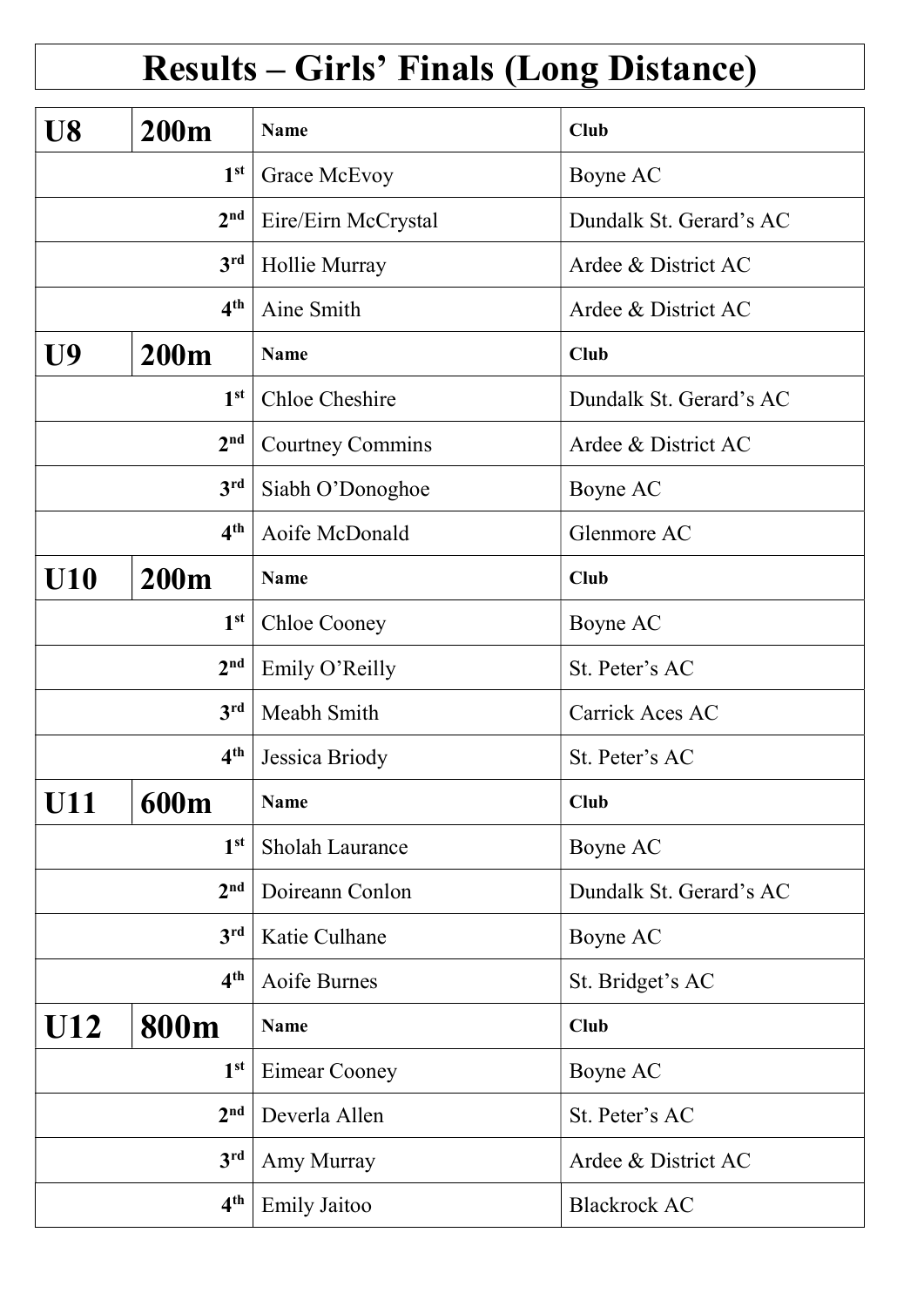# Results – Girls' Finals (Long Distance)

| U8 | 200m | Name | Club |
|---|---|---|---|
| | 1st | Grace McEvoy | Boyne AC |
| | 2nd | Eire/Eirn McCrystal | Dundalk St. Gerard's AC |
| | 3rd | Hollie Murray | Ardee & District AC |
| | 4th | Aine Smith | Ardee & District AC |
| **U9** | **200m** | **Name** | **Club** |
| | 1st | Chloe Cheshire | Dundalk St. Gerard's AC |
| | 2nd | Courtney Commins | Ardee & District AC |
| | 3rd | Siabh O'Donoghoe | Boyne AC |
| | 4th | Aoife McDonald | Glenmore AC |
| **U10** | **200m** | **Name** | **Club** |
| | 1st | Chloe Cooney | Boyne AC |
| | 2nd | Emily O'Reilly | St. Peter's AC |
| | 3rd | Meabh Smith | Carrick Aces AC |
| | 4th | Jessica Briody | St. Peter's AC |
| **U11** | **600m** | **Name** | **Club** |
| | 1st | Sholah Laurance | Boyne AC |
| | 2nd | Doireann Conlon | Dundalk St. Gerard's AC |
| | 3rd | Katie Culhane | Boyne AC |
| | 4th | Aoife Burnes | St. Bridget's AC |
| **U12** | **800m** | **Name** | **Club** |
| | 1st | Eimear Cooney | Boyne AC |
| | 2nd | Deverla Allen | St. Peter's AC |
| | 3rd | Amy Murray | Ardee & District AC |
| | 4th | Emily Jaitoo | Blackrock AC |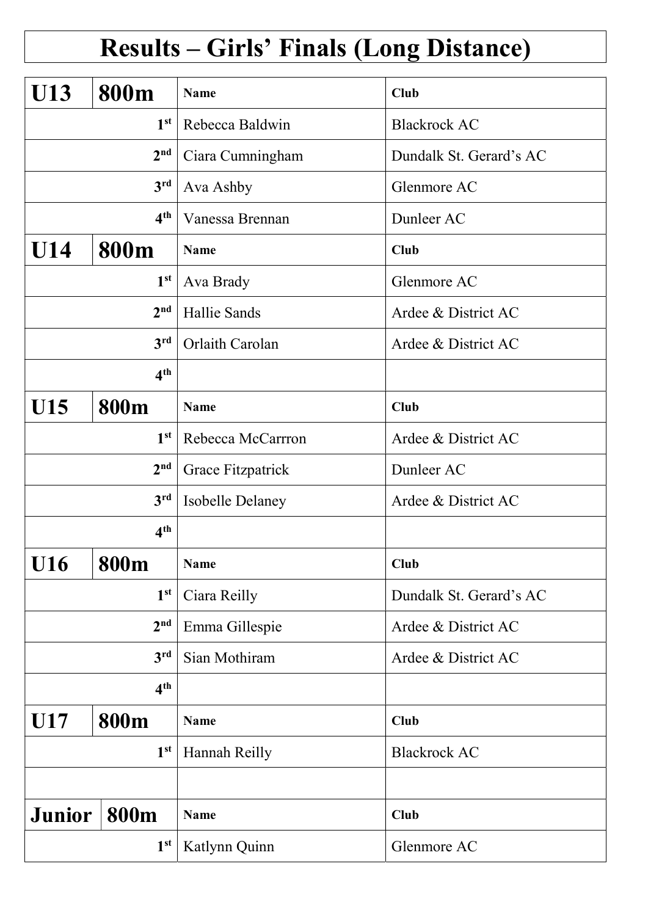# Results – Girls' Finals (Long Distance)

| U13 | 800m | Name | Club |
|---|---|---|---|
| | 1st | Rebecca Baldwin | Blackrock AC |
| | 2nd | Ciara Cumningham | Dundalk St. Gerard's AC |
| | 3rd | Ava Ashby | Glenmore AC |
| | 4th | Vanessa Brennan | Dunleer AC |
| **U14** | **800m** | **Name** | **Club** |
| | 1st | Ava Brady | Glenmore AC |
| | 2nd | Hallie Sands | Ardee & District AC |
| | 3rd | Orlaith Carolan | Ardee & District AC |
| | 4th | | |
| **U15** | **800m** | **Name** | **Club** |
| | 1st | Rebecca McCarrron | Ardee & District AC |
| | 2nd | Grace Fitzpatrick | Dunleer AC |
| | 3rd | Isobelle Delaney | Ardee & District AC |
| | 4th | | |
| **U16** | **800m** | **Name** | **Club** |
| | 1st | Ciara Reilly | Dundalk St. Gerard's AC |
| | 2nd | Emma Gillespie | Ardee & District AC |
| | 3rd | Sian Mothiram | Ardee & District AC |
| | 4th | | |
| **U17** | **800m** | **Name** | **Club** |
| | 1st | Hannah Reilly | Blackrock AC |
| | | | |
| **Junior** | **800m** | **Name** | **Club** |
| | 1st | Katlynn Quinn | Glenmore AC |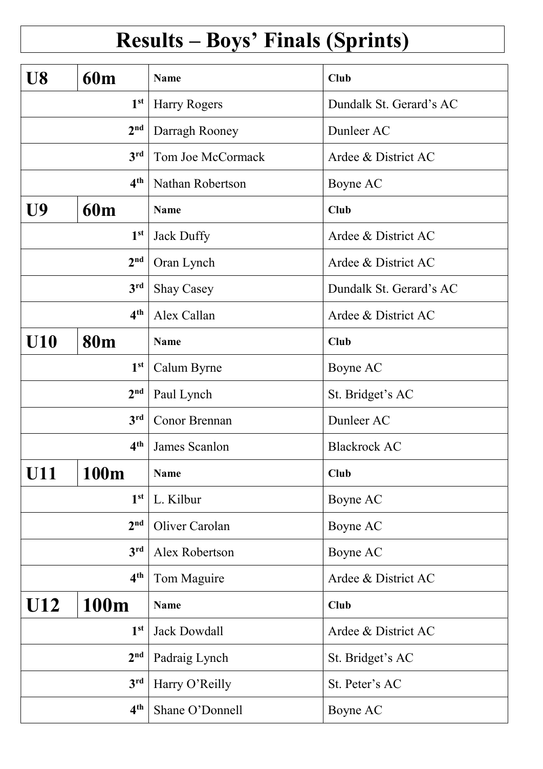# Results – Boys' Finals (Sprints)

| U8 | 60m | Name | Club |
|---|---|---|---|
| | 1st | Harry Rogers | Dundalk St. Gerard's AC |
| | 2nd | Darragh Rooney | Dunleer AC |
| | 3rd | Tom Joe McCormack | Ardee & District AC |
| | 4th | Nathan Robertson | Boyne AC |
| **U9** | **60m** | **Name** | **Club** |
| | 1st | Jack Duffy | Ardee & District AC |
| | 2nd | Oran Lynch | Ardee & District AC |
| | 3rd | Shay Casey | Dundalk St. Gerard's AC |
| | 4th | Alex Callan | Ardee & District AC |
| **U10** | **80m** | **Name** | **Club** |
| | 1st | Calum Byrne | Boyne AC |
| | 2nd | Paul Lynch | St. Bridget's AC |
| | 3rd | Conor Brennan | Dunleer AC |
| | 4th | James Scanlon | Blackrock AC |
| **U11** | **100m** | **Name** | **Club** |
| | 1st | L. Kilbur | Boyne AC |
| | 2nd | Oliver Carolan | Boyne AC |
| | 3rd | Alex Robertson | Boyne AC |
| | 4th | Tom Maguire | Ardee & District AC |
| **U12** | **100m** | **Name** | **Club** |
| | 1st | Jack Dowdall | Ardee & District AC |
| | 2nd | Padraig Lynch | St. Bridget's AC |
| | 3rd | Harry O'Reilly | St. Peter's AC |
| | 4th | Shane O'Donnell | Boyne AC |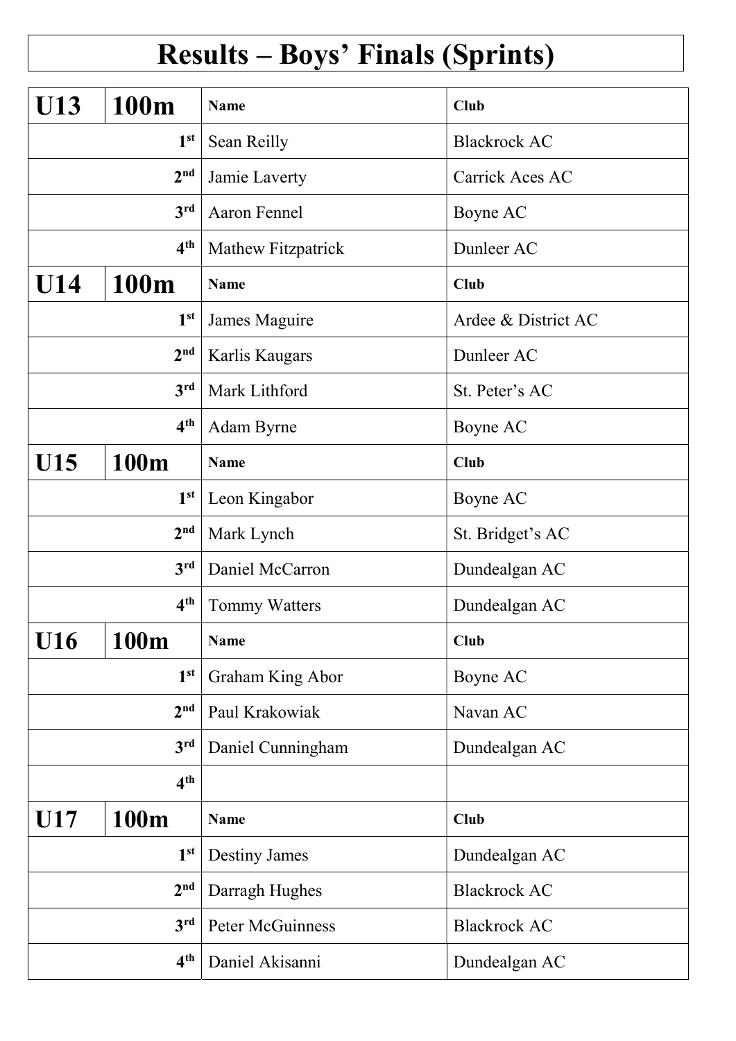# Results – Boys' Finals (Sprints)

| U13 | 100m | Name | Club |
|---|---|---|---|
| | 1st | Sean Reilly | Blackrock AC |
| | 2nd | Jamie Laverty | Carrick Aces AC |
| | 3rd | Aaron Fennel | Boyne AC |
| | 4th | Mathew Fitzpatrick | Dunleer AC |
| **U14** | **100m** | **Name** | **Club** |
| | 1st | James Maguire | Ardee & District AC |
| | 2nd | Karlis Kaugars | Dunleer AC |
| | 3rd | Mark Lithford | St. Peter's AC |
| | 4th | Adam Byrne | Boyne AC |
| **U15** | **100m** | **Name** | **Club** |
| | 1st | Leon Kingabor | Boyne AC |
| | 2nd | Mark Lynch | St. Bridget's AC |
| | 3rd | Daniel McCarron | Dundealgan AC |
| | 4th | Tommy Watters | Dundealgan AC |
| **U16** | **100m** | **Name** | **Club** |
| | 1st | Graham King Abor | Boyne AC |
| | 2nd | Paul Krakowiak | Navan AC |
| | 3rd | Daniel Cunningham | Dundealgan AC |
| | 4th | | |
| **U17** | **100m** | **Name** | **Club** |
| | 1st | Destiny James | Dundealgan AC |
| | 2nd | Darragh Hughes | Blackrock AC |
| | 3rd | Peter McGuinness | Blackrock AC |
| | 4th | Daniel Akisanni | Dundealgan AC |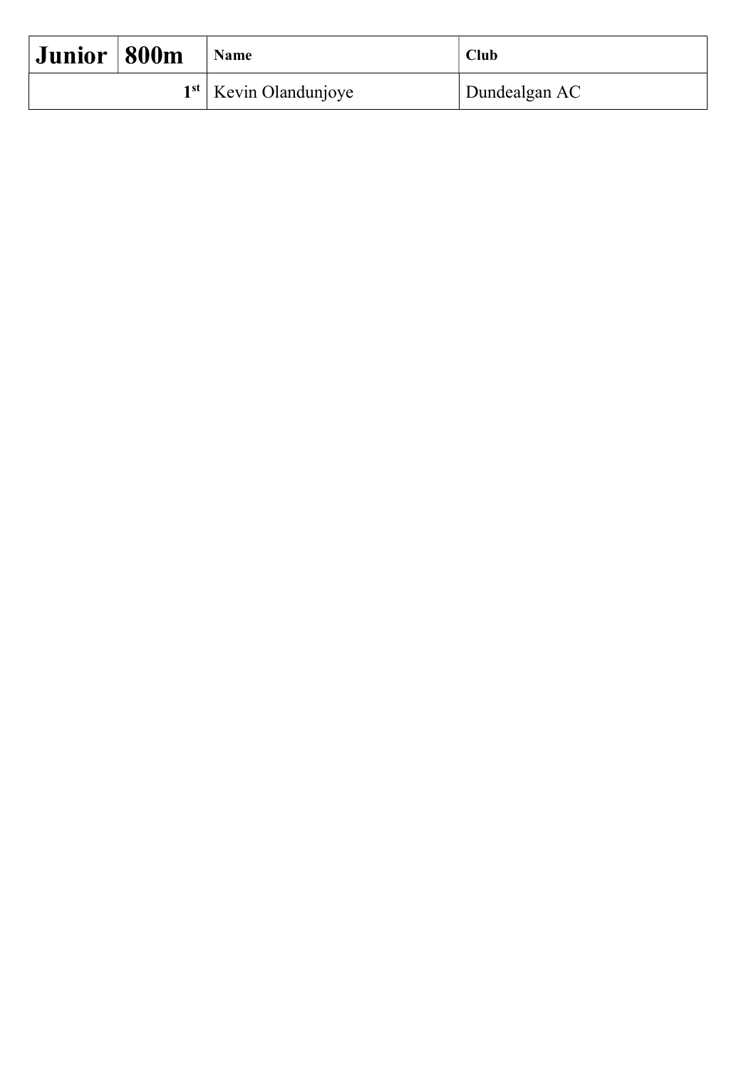| **Junior** | **800m** | **Name** | **Club** |
| --- | --- | --- | --- |
| | **1st** | Kevin Olandunjoye | Dundealgan AC |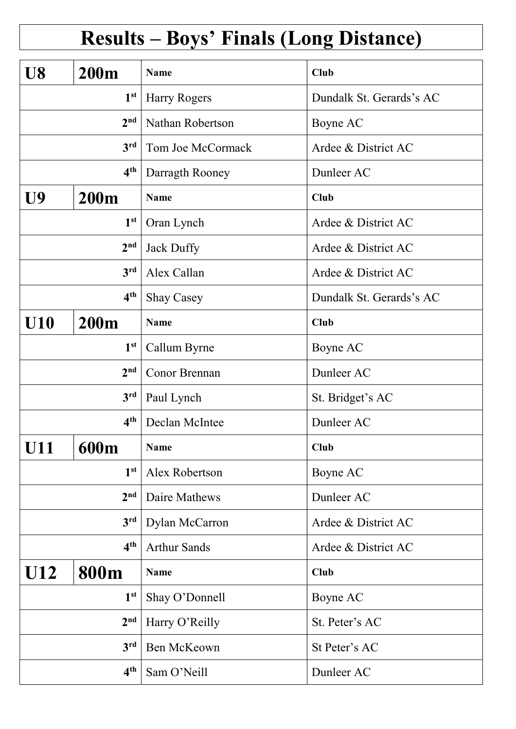# Results – Boys' Finals (Long Distance)

| U8 | 200m | Name | Club |
|---|---|---|---|
| | 1st | Harry Rogers | Dundalk St. Gerards's AC |
| | 2nd | Nathan Robertson | Boyne AC |
| | 3rd | Tom Joe McCormack | Ardee & District AC |
| | 4th | Darragth Rooney | Dunleer AC |
| **U9** | **200m** | **Name** | **Club** |
| | 1st | Oran Lynch | Ardee & District AC |
| | 2nd | Jack Duffy | Ardee & District AC |
| | 3rd | Alex Callan | Ardee & District AC |
| | 4th | Shay Casey | Dundalk St. Gerards's AC |
| **U10** | **200m** | **Name** | **Club** |
| | 1st | Callum Byrne | Boyne AC |
| | 2nd | Conor Brennan | Dunleer AC |
| | 3rd | Paul Lynch | St. Bridget's AC |
| | 4th | Declan McIntee | Dunleer AC |
| **U11** | **600m** | **Name** | **Club** |
| | 1st | Alex Robertson | Boyne AC |
| | 2nd | Daire Mathews | Dunleer AC |
| | 3rd | Dylan McCarron | Ardee & District AC |
| | 4th | Arthur Sands | Ardee & District AC |
| **U12** | **800m** | **Name** | **Club** |
| | 1st | Shay O'Donnell | Boyne AC |
| | 2nd | Harry O'Reilly | St. Peter's AC |
| | 3rd | Ben McKeown | St Peter's AC |
| | 4th | Sam O'Neill | Dunleer AC |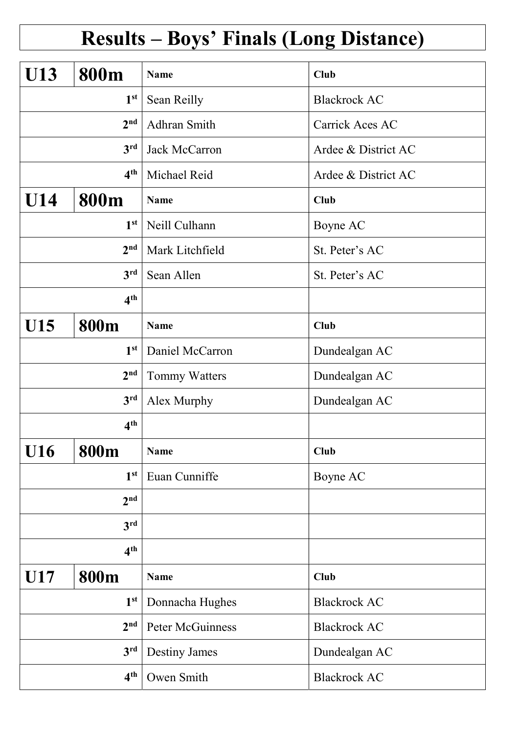# Results – Boys' Finals (Long Distance)

| U13 | 800m | Name | Club |
|---|---|---|---|
| | 1st | Sean Reilly | Blackrock AC |
| | 2nd | Adhran Smith | Carrick Aces AC |
| | 3rd | Jack McCarron | Ardee & District AC |
| | 4th | Michael Reid | Ardee & District AC |
| **U14** | **800m** | **Name** | **Club** |
| | 1st | Neill Culhann | Boyne AC |
| | 2nd | Mark Litchfield | St. Peter's AC |
| | 3rd | Sean Allen | St. Peter's AC |
| | 4th | | |
| **U15** | **800m** | **Name** | **Club** |
| | 1st | Daniel McCarron | Dundealgan AC |
| | 2nd | Tommy Watters | Dundealgan AC |
| | 3rd | Alex Murphy | Dundealgan AC |
| | 4th | | |
| **U16** | **800m** | **Name** | **Club** |
| | 1st | Euan Cunniffe | Boyne AC |
| | 2nd | | |
| | 3rd | | |
| | 4th | | |
| **U17** | **800m** | **Name** | **Club** |
| | 1st | Donnacha Hughes | Blackrock AC |
| | 2nd | Peter McGuinness | Blackrock AC |
| | 3rd | Destiny James | Dundealgan AC |
| | 4th | Owen Smith | Blackrock AC |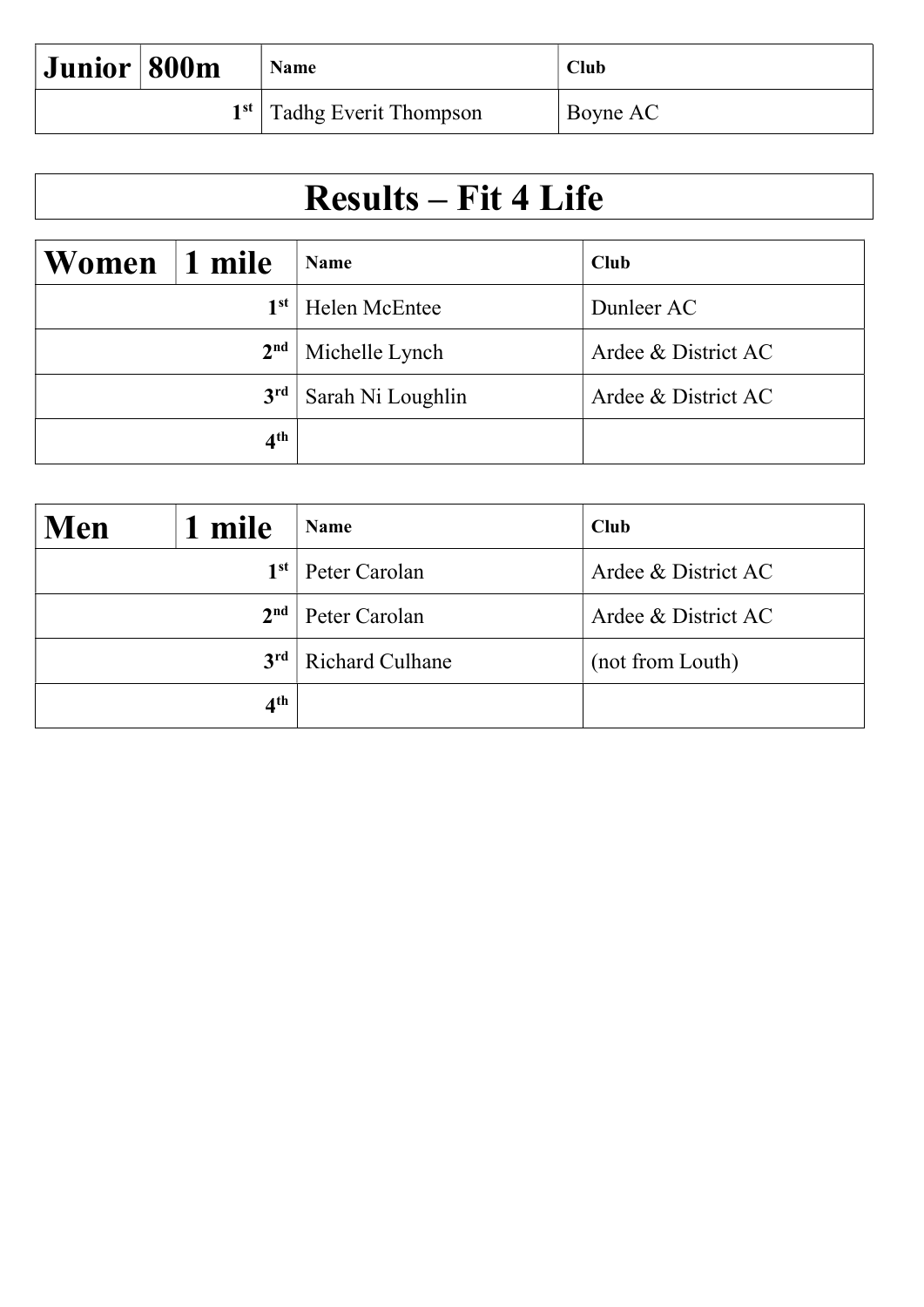| Junior | 800m | Name | Club |
|---|---|---|---|
| | 1st | Tadhg Everit Thompson | Boyne AC |

# Results – Fit 4 Life

| Women | 1 mile | Name | Club |
|---|---|---|---|
| | 1st | Helen McEntee | Dunleer AC |
| | 2nd | Michelle Lynch | Ardee & District AC |
| | 3rd | Sarah Ni Loughlin | Ardee & District AC |
| | 4th | | |

| Men | 1 mile | Name | Club |
|---|---|---|---|
| | 1st | Peter Carolan | Ardee & District AC |
| | 2nd | Peter Carolan | Ardee & District AC |
| | 3rd | Richard Culhane | (not from Louth) |
| | 4th | | |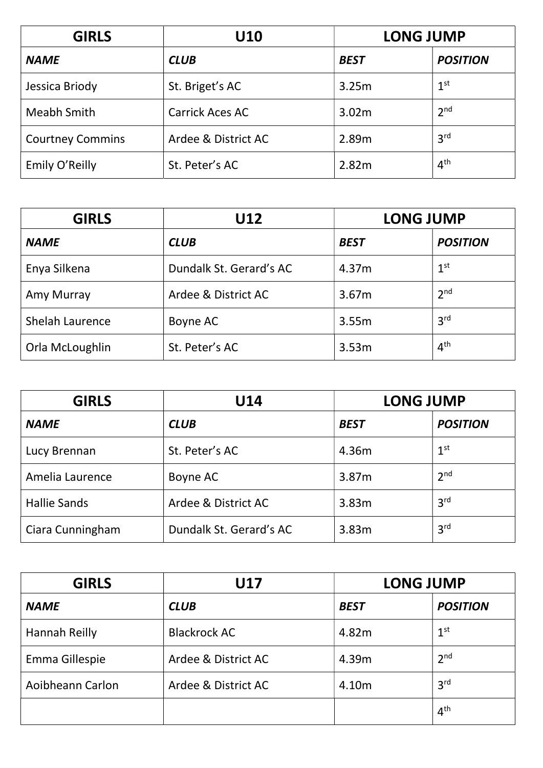| GIRLS | U10 | LONG JUMP | |
|---|---|---|---|
| ***NAME*** | ***CLUB*** | ***BEST*** | ***POSITION*** |
| Jessica Briody | St. Briget's AC | 3.25m | 1st |
| Meabh Smith | Carrick Aces AC | 3.02m | 2nd |
| Courtney Commins | Ardee & District AC | 2.89m | 3rd |
| Emily O'Reilly | St. Peter's AC | 2.82m | 4th |

| GIRLS | U12 | LONG JUMP | |
|---|---|---|---|
| ***NAME*** | ***CLUB*** | ***BEST*** | ***POSITION*** |
| Enya Silkena | Dundalk St. Gerard's AC | 4.37m | 1st |
| Amy Murray | Ardee & District AC | 3.67m | 2nd |
| Shelah Laurence | Boyne AC | 3.55m | 3rd |
| Orla McLoughlin | St. Peter's AC | 3.53m | 4th |

| GIRLS | U14 | LONG JUMP | |
|---|---|---|---|
| ***NAME*** | ***CLUB*** | ***BEST*** | ***POSITION*** |
| Lucy Brennan | St. Peter's AC | 4.36m | 1st |
| Amelia Laurence | Boyne AC | 3.87m | 2nd |
| Hallie Sands | Ardee & District AC | 3.83m | 3rd |
| Ciara Cunningham | Dundalk St. Gerard's AC | 3.83m | 3rd |

| GIRLS | U17 | LONG JUMP | |
|---|---|---|---|
| ***NAME*** | ***CLUB*** | ***BEST*** | ***POSITION*** |
| Hannah Reilly | Blackrock AC | 4.82m | 1st |
| Emma Gillespie | Ardee & District AC | 4.39m | 2nd |
| Aoibheann Carlon | Ardee & District AC | 4.10m | 3rd |
| | | | 4th |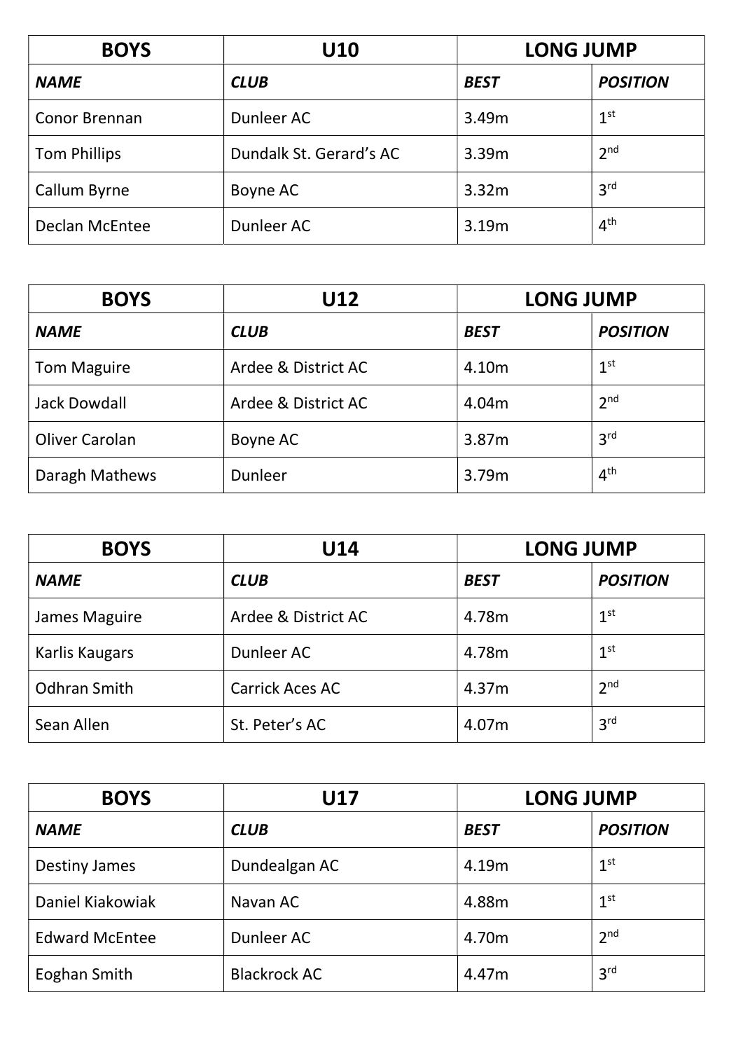| BOYS | U10 | LONG JUMP | |
|---|---|---|---|
| ***NAME*** | ***CLUB*** | ***BEST*** | ***POSITION*** |
| Conor Brennan | Dunleer AC | 3.49m | 1st |
| Tom Phillips | Dundalk St. Gerard's AC | 3.39m | 2nd |
| Callum Byrne | Boyne AC | 3.32m | 3rd |
| Declan McEntee | Dunleer AC | 3.19m | 4th |

| BOYS | U12 | LONG JUMP | |
|---|---|---|---|
| ***NAME*** | ***CLUB*** | ***BEST*** | ***POSITION*** |
| Tom Maguire | Ardee & District AC | 4.10m | 1st |
| Jack Dowdall | Ardee & District AC | 4.04m | 2nd |
| Oliver Carolan | Boyne AC | 3.87m | 3rd |
| Daragh Mathews | Dunleer | 3.79m | 4th |

| BOYS | U14 | LONG JUMP | |
|---|---|---|---|
| ***NAME*** | ***CLUB*** | ***BEST*** | ***POSITION*** |
| James Maguire | Ardee & District AC | 4.78m | 1st |
| Karlis Kaugars | Dunleer AC | 4.78m | 1st |
| Odhran Smith | Carrick Aces AC | 4.37m | 2nd |
| Sean Allen | St. Peter's AC | 4.07m | 3rd |

| BOYS | U17 | LONG JUMP | |
|---|---|---|---|
| ***NAME*** | ***CLUB*** | ***BEST*** | ***POSITION*** |
| Destiny James | Dundealgan AC | 4.19m | 1st |
| Daniel Kiakowiak | Navan AC | 4.88m | 1st |
| Edward McEntee | Dunleer AC | 4.70m | 2nd |
| Eoghan Smith | Blackrock AC | 4.47m | 3rd |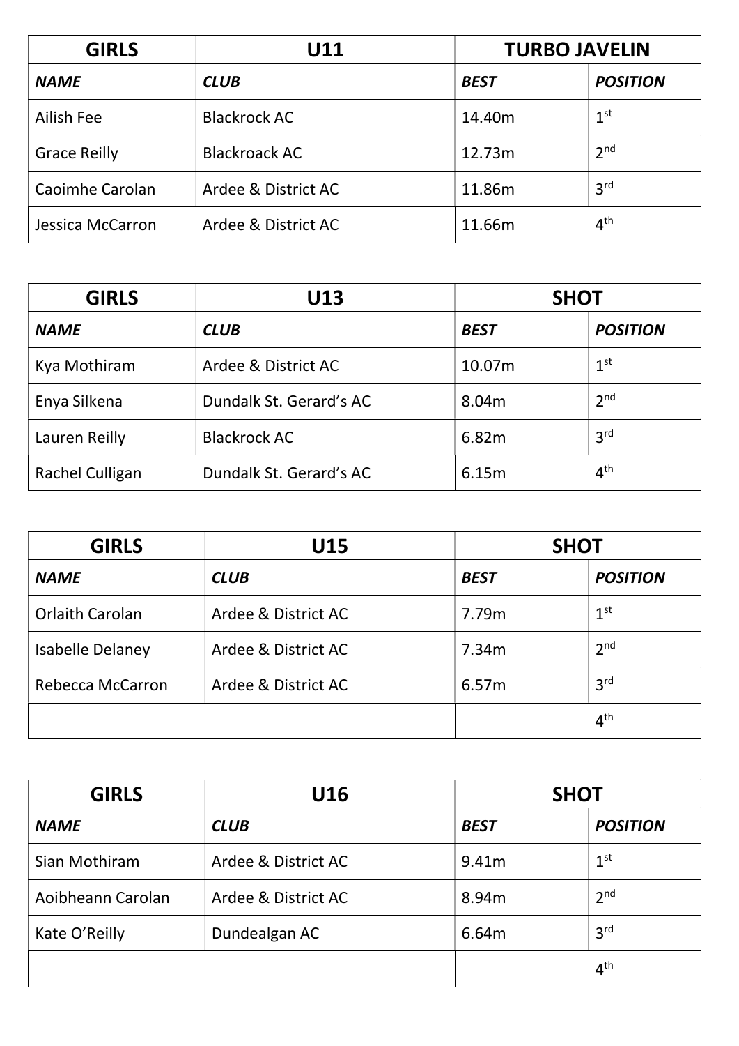| GIRLS | U11 | TURBO JAVELIN | |
|---|---|---|---|
| ***NAME*** | ***CLUB*** | ***BEST*** | ***POSITION*** |
| Ailish Fee | Blackrock AC | 14.40m | 1st |
| Grace Reilly | Blackroack AC | 12.73m | 2nd |
| Caoimhe Carolan | Ardee & District AC | 11.86m | 3rd |
| Jessica McCarron | Ardee & District AC | 11.66m | 4th |

| GIRLS | U13 | SHOT | |
|---|---|---|---|
| ***NAME*** | ***CLUB*** | ***BEST*** | ***POSITION*** |
| Kya Mothiram | Ardee & District AC | 10.07m | 1st |
| Enya Silkena | Dundalk St. Gerard's AC | 8.04m | 2nd |
| Lauren Reilly | Blackrock AC | 6.82m | 3rd |
| Rachel Culligan | Dundalk St. Gerard's AC | 6.15m | 4th |

| GIRLS | U15 | SHOT | |
|---|---|---|---|
| ***NAME*** | ***CLUB*** | ***BEST*** | ***POSITION*** |
| Orlaith Carolan | Ardee & District AC | 7.79m | 1st |
| Isabelle Delaney | Ardee & District AC | 7.34m | 2nd |
| Rebecca McCarron | Ardee & District AC | 6.57m | 3rd |
| | | | 4th |

| GIRLS | U16 | SHOT | |
|---|---|---|---|
| ***NAME*** | ***CLUB*** | ***BEST*** | ***POSITION*** |
| Sian Mothiram | Ardee & District AC | 9.41m | 1st |
| Aoibheann Carolan | Ardee & District AC | 8.94m | 2nd |
| Kate O'Reilly | Dundealgan AC | 6.64m | 3rd |
| | | | 4th |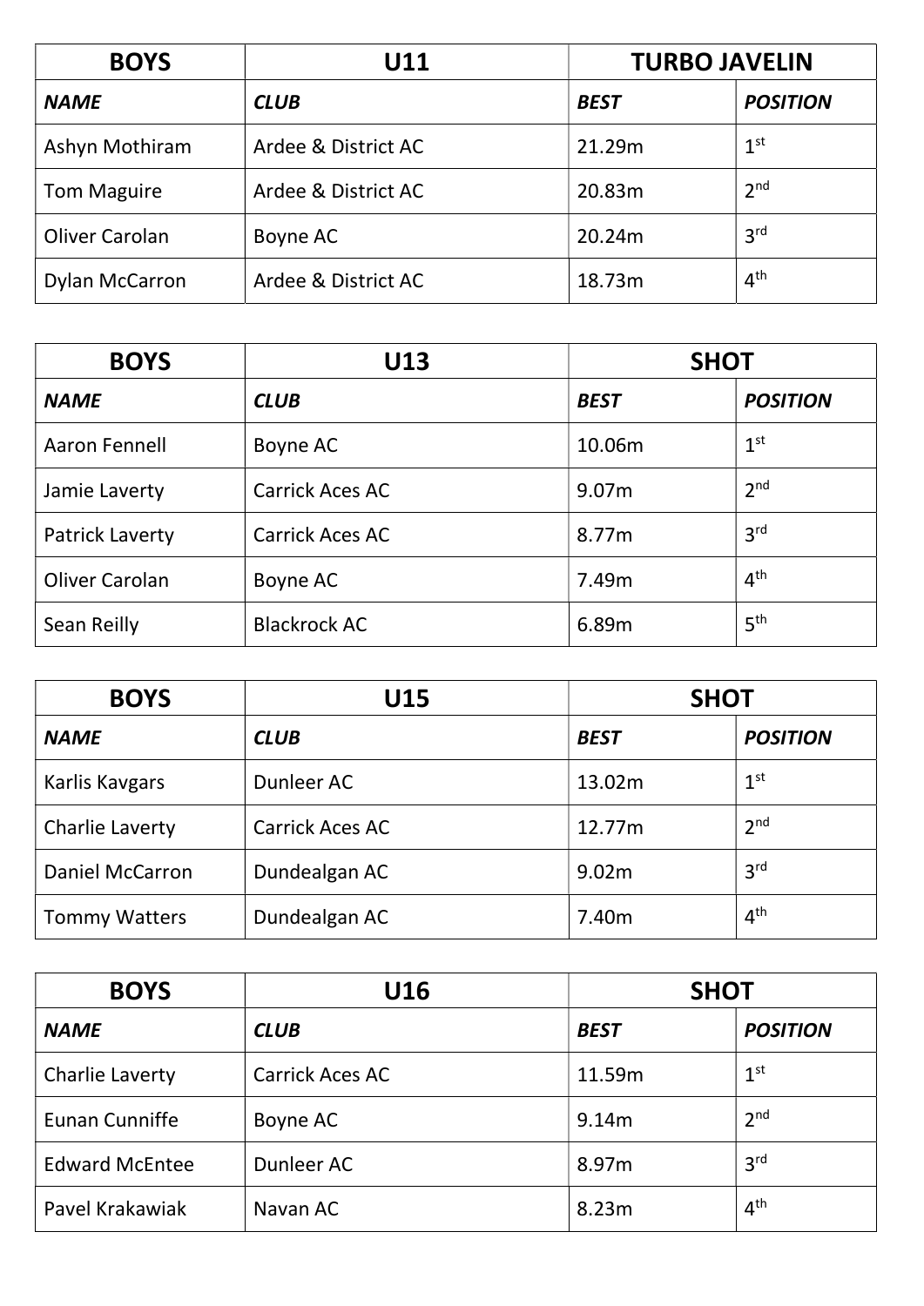| BOYS | U11 | TURBO JAVELIN | |
|---|---|---|---|
| ***NAME*** | ***CLUB*** | ***BEST*** | ***POSITION*** |
| Ashyn Mothiram | Ardee & District AC | 21.29m | 1st |
| Tom Maguire | Ardee & District AC | 20.83m | 2nd |
| Oliver Carolan | Boyne AC | 20.24m | 3rd |
| Dylan McCarron | Ardee & District AC | 18.73m | 4th |

| BOYS | U13 | SHOT | |
|---|---|---|---|
| ***NAME*** | ***CLUB*** | ***BEST*** | ***POSITION*** |
| Aaron Fennell | Boyne AC | 10.06m | 1st |
| Jamie Laverty | Carrick Aces AC | 9.07m | 2nd |
| Patrick Laverty | Carrick Aces AC | 8.77m | 3rd |
| Oliver Carolan | Boyne AC | 7.49m | 4th |
| Sean Reilly | Blackrock AC | 6.89m | 5th |

| BOYS | U15 | SHOT | |
|---|---|---|---|
| ***NAME*** | ***CLUB*** | ***BEST*** | ***POSITION*** |
| Karlis Kavgars | Dunleer AC | 13.02m | 1st |
| Charlie Laverty | Carrick Aces AC | 12.77m | 2nd |
| Daniel McCarron | Dundealgan AC | 9.02m | 3rd |
| Tommy Watters | Dundealgan AC | 7.40m | 4th |

| BOYS | U16 | SHOT | |
|---|---|---|---|
| ***NAME*** | ***CLUB*** | ***BEST*** | ***POSITION*** |
| Charlie Laverty | Carrick Aces AC | 11.59m | 1st |
| Eunan Cunniffe | Boyne AC | 9.14m | 2nd |
| Edward McEntee | Dunleer AC | 8.97m | 3rd |
| Pavel Krakawiak | Navan AC | 8.23m | 4th |